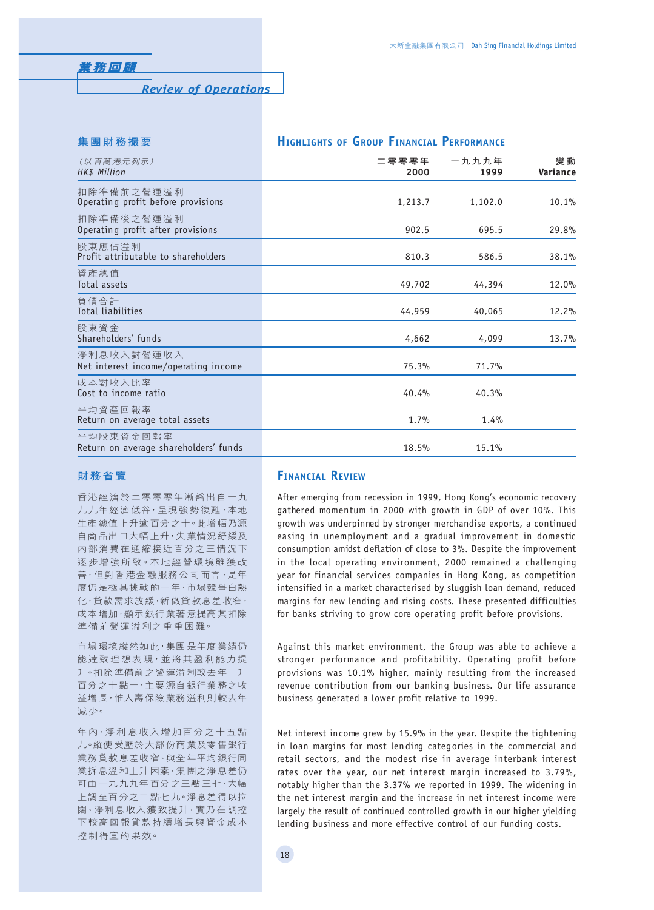# 業務回顧

# Review of Operations

## 集團財務撮要

## Highlights of Group Financial Performance

| (以百萬港元列示) HK$ Million | 二零零零年 2000 | 一九九九年 1999 | 變動 Variance |
|---|---|---|---|
| 扣除準備前之營運溢利 Operating profit before provisions | 1,213.7 | 1,102.0 | 10.1% |
| 扣除準備後之營運溢利 Operating profit after provisions | 902.5 | 695.5 | 29.8% |
| 股東應佔溢利 Profit attributable to shareholders | 810.3 | 586.5 | 38.1% |
| 資產總值 Total assets | 49,702 | 44,394 | 12.0% |
| 負債合計 Total liabilities | 44,959 | 40,065 | 12.2% |
| 股東資金 Shareholders' funds | 4,662 | 4,099 | 13.7% |
| 淨利息收入對營運收入 Net interest income/operating income | 75.3% | 71.7% | |
| 成本對收入比率 Cost to income ratio | 40.4% | 40.3% | |
| 平均資產回報率 Return on average total assets | 1.7% | 1.4% | |
| 平均股東資金回報率 Return on average shareholders' funds | 18.5% | 15.1% | |

## 財務省覽

香港經濟於二零零零年漸豁出自一九九九年經濟低谷，呈現強勢復甦，本地生產總值上升逾百分之十。此增幅乃源自商品出口大幅上升，失業情況紓緩及內部消費在通縮接近百分之三情況下逐步增強所致。本地經營環境雖獲改善，但對香港金融服務公司而言，是年度仍是極具挑戰的一年，市場競爭白熱化，貸款需求放緩，新做貸款息差收窄，成本增加，顯示銀行業著意提高其扣除準備前營運溢利之重重困難。

市場環境縱然如此，集團是年度業績仍能達致理想表現，並將其盈利能力提升。扣除準備前之營運溢利較去年上升百分之十點一，主要源自銀行業務之收益增長，惟人壽保險業務溢利則較去年減少。

年內，淨利息收入增加百分之十五點九。縱使受壓於大部份商業及零售銀行業務貸款息差收窄、與全年平均銀行同業拆息溫和上升因素，集團之淨息差仍可由一九九九年百分之三點三七，大幅上調至百分之三點七九。淨息差得以拉闊、淨利息收入獲致提升，實乃在調控下較高回報貸款持續增長與資金成本控制得宜的果效。

## Financial Review

After emerging from recession in 1999, Hong Kong's economic recovery gathered momentum in 2000 with growth in GDP of over 10%. This growth was underpinned by stronger merchandise exports, a continued easing in unemployment and a gradual improvement in domestic consumption amidst deflation of close to 3%. Despite the improvement in the local operating environment, 2000 remained a challenging year for financial services companies in Hong Kong, as competition intensified in a market characterised by sluggish loan demand, reduced margins for new lending and rising costs. These presented difficulties for banks striving to grow core operating profit before provisions.

Against this market environment, the Group was able to achieve a stronger performance and profitability. Operating profit before provisions was 10.1% higher, mainly resulting from the increased revenue contribution from our banking business. Our life assurance business generated a lower profit relative to 1999.

Net interest income grew by 15.9% in the year. Despite the tightening in loan margins for most lending categories in the commercial and retail sectors, and the modest rise in average interbank interest rates over the year, our net interest margin increased to 3.79%, notably higher than the 3.37% we reported in 1999. The widening in the net interest margin and the increase in net interest income were largely the result of continued controlled growth in our higher yielding lending business and more effective control of our funding costs.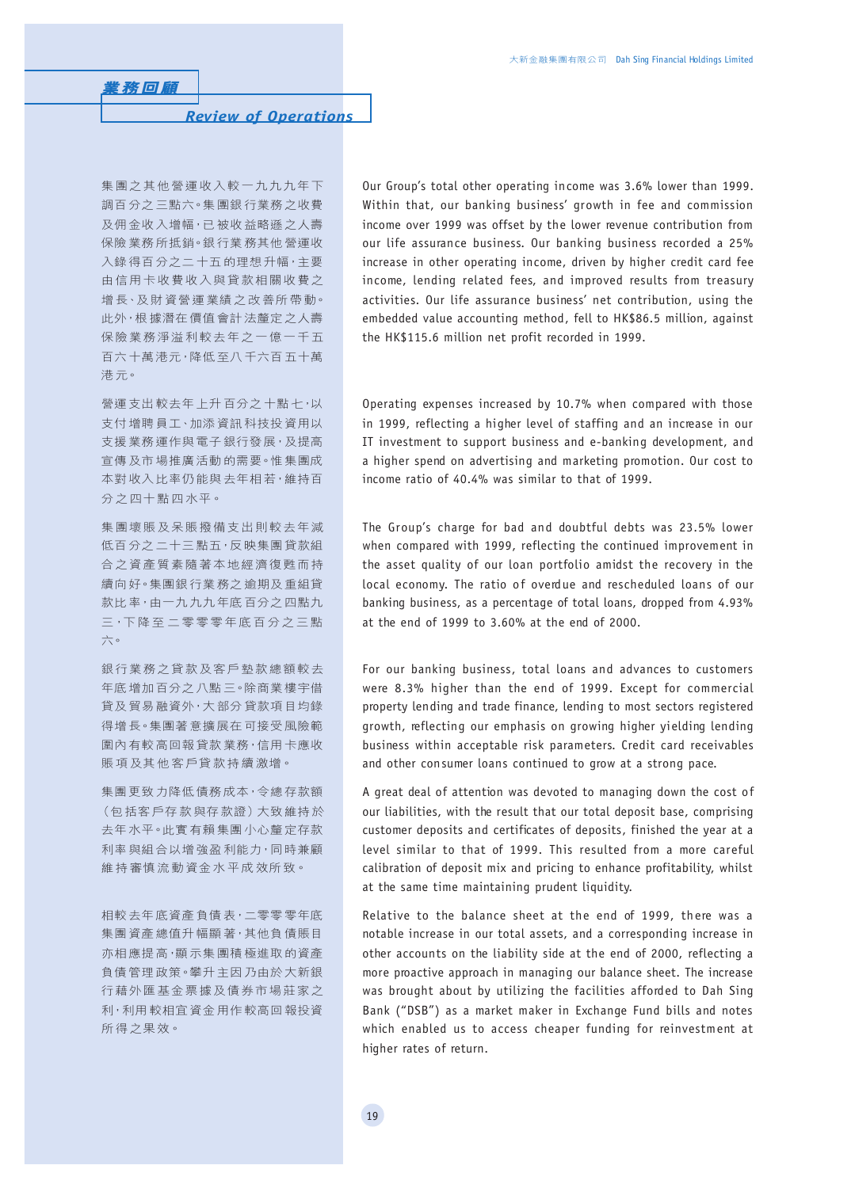# 業務回顧

## Review of Operations

集團之其他營運收入較一九九九年下調百分之三點六。集團銀行業務之收費及佣金收入增幅，已被收益略遜之人壽保險業務所抵銷。銀行業務其他營運收入錄得百分之二十五的理想升幅，主要由信用卡收費收入與貸款相關收費之增長、及財資營運業績之改善所帶動。此外，根據潛在價值會計法釐定之人壽保險業務淨溢利較去年之一億一千五百六十萬港元，降低至八千六百五十萬港元。

Our Group's total other operating income was 3.6% lower than 1999. Within that, our banking business' growth in fee and commission income over 1999 was offset by the lower revenue contribution from our life assurance business. Our banking business recorded a 25% increase in other operating income, driven by higher credit card fee income, lending related fees, and improved results from treasury activities. Our life assurance business' net contribution, using the embedded value accounting method, fell to HK$86.5 million, against the HK$115.6 million net profit recorded in 1999.

營運支出較去年上升百分之十點七，以支付增聘員工、加添資訊科技投資用以支援業務運作與電子銀行發展，及提高宣傳及市場推廣活動的需要。惟集團成本對收入比率仍能與去年相若，維持百分之四十點四水平。

Operating expenses increased by 10.7% when compared with those in 1999, reflecting a higher level of staffing and an increase in our IT investment to support business and e-banking development, and a higher spend on advertising and marketing promotion. Our cost to income ratio of 40.4% was similar to that of 1999.

集團壞賬及呆賬撥備支出則較去年減低百分之二十三點五，反映集團貸款組合之資產質素隨著本地經濟復甦而持續向好。集團銀行業務之逾期及重組貸款比率，由一九九九年底百分之四點九三，下降至二零零零年底百分之三點六。

The Group's charge for bad and doubtful debts was 23.5% lower when compared with 1999, reflecting the continued improvement in the asset quality of our loan portfolio amidst the recovery in the local economy. The ratio of overdue and rescheduled loans of our banking business, as a percentage of total loans, dropped from 4.93% at the end of 1999 to 3.60% at the end of 2000.

銀行業務之貸款及客戶墊款總額較去年底增加百分之八點三。除商業樓宇借貸及貿易融資外，大部分貸款項目均錄得增長。集團著意擴展在可接受風險範圍內有較高回報貸款業務，信用卡應收賬項及其他客戶貸款持續激增。

For our banking business, total loans and advances to customers were 8.3% higher than the end of 1999. Except for commercial property lending and trade finance, lending to most sectors registered growth, reflecting our emphasis on growing higher yielding lending business within acceptable risk parameters. Credit card receivables and other consumer loans continued to grow at a strong pace.

集團更致力降低債務成本，令總存款額（包括客戶存款與存款證）大致維持於去年水平。此實有賴集團小心釐定存款利率與組合以增強盈利能力，同時兼顧維持審慎流動資金水平成效所致。

A great deal of attention was devoted to managing down the cost of our liabilities, with the result that our total deposit base, comprising customer deposits and certificates of deposits, finished the year at a level similar to that of 1999. This resulted from a more careful calibration of deposit mix and pricing to enhance profitability, whilst at the same time maintaining prudent liquidity.

相較去年底資產負債表，二零零零年底集團資產總值升幅顯著，其他負債項目亦相應提高，顯示集團積極進取的資產負債管理政策。攀升主因乃由於大新銀行藉外匯基金票據及債券市場莊家之利，利用較相宜資金用作較高回報投資所得之果效。

Relative to the balance sheet at the end of 1999, there was a notable increase in our total assets, and a corresponding increase in other accounts on the liability side at the end of 2000, reflecting a more proactive approach in managing our balance sheet. The increase was brought about by utilizing the facilities afforded to Dah Sing Bank ("DSB") as a market maker in Exchange Fund bills and notes which enabled us to access cheaper funding for reinvestment at higher rates of return.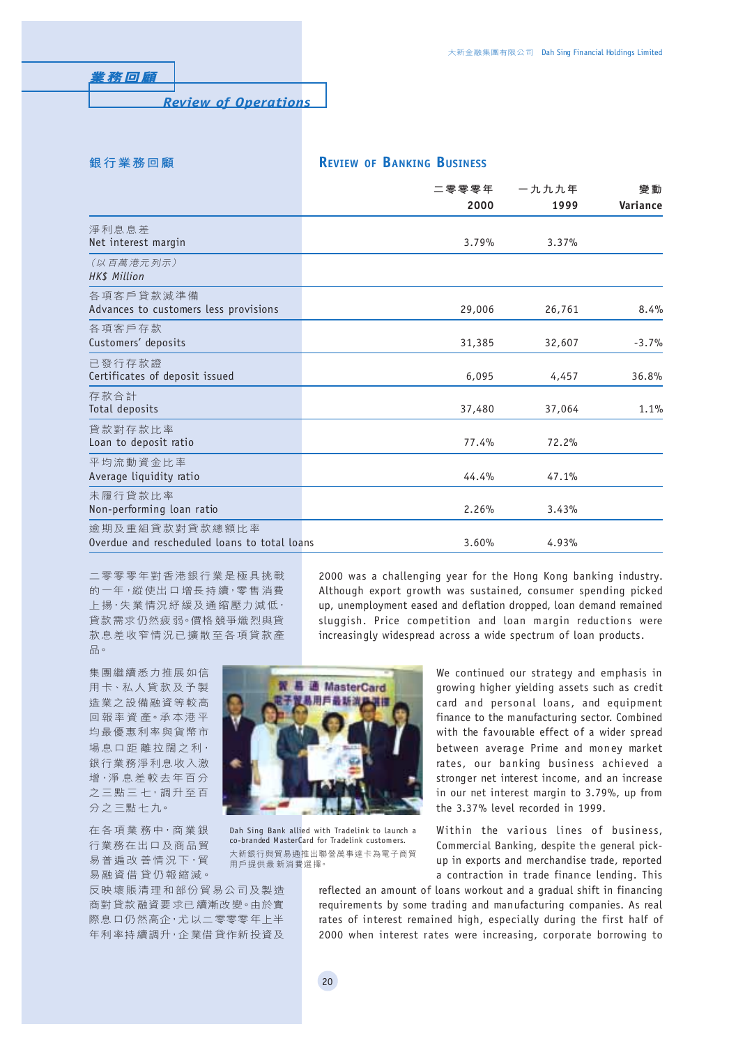# 業務回顧

# Review of Operations

## 銀行業務回顧

## Review of Banking Business

| | 二零零零年 2000 | 一九九九年 1999 | 變動 Variance |
|---|---|---|---|
| 淨利息息差 Net interest margin | 3.79% | 3.37% | |
| *(以百萬港元列示) HK$ Million* | | | |
| 各項客戶貸款減準備 Advances to customers less provisions | 29,006 | 26,761 | 8.4% |
| 各項客戶存款 Customers' deposits | 31,385 | 32,607 | -3.7% |
| 已發行存款證 Certificates of deposit issued | 6,095 | 4,457 | 36.8% |
| 存款合計 Total deposits | 37,480 | 37,064 | 1.1% |
| 貸款對存款比率 Loan to deposit ratio | 77.4% | 72.2% | |
| 平均流動資金比率 Average liquidity ratio | 44.4% | 47.1% | |
| 未履行貸款比率 Non-performing loan ratio | 2.26% | 3.43% | |
| 逾期及重組貸款對貸款總額比率 Overdue and rescheduled loans to total loans | 3.60% | 4.93% | |

二零零零年對香港銀行業是極具挑戰的一年，縱使出口增長持續，零售消費上揚，失業情況紓緩及通縮壓力減低，貸款需求仍然疲弱。價格競爭熾烈與貸款息差收窄情況已擴散至各項貸款產品。

2000 was a challenging year for the Hong Kong banking industry. Although export growth was sustained, consumer spending picked up, unemployment eased and deflation dropped, loan demand remained sluggish. Price competition and loan margin reductions were increasingly widespread across a wide spectrum of loan products.

集團繼續悉力推展如信用卡、私人貸款及予製造業之設備融資等較高回報率資產。承本港平均最優惠利率與貨幣市場息口距離拉闊之利，銀行業務淨利息收入激增，淨息差較去年百分之三點三七，調升至百分之三點七九。

We continued our strategy and emphasis in growing higher yielding assets such as credit card and personal loans, and equipment finance to the manufacturing sector. Combined with the favourable effect of a wider spread between average Prime and money market rates, our banking business achieved a stronger net interest income, and an increase in our net interest margin to 3.79%, up from the 3.37% level recorded in 1999.

Dah Sing Bank allied with Tradelink to launch a co-branded MasterCard for Tradelink customers.

大新銀行與貿易通推出聯營萬事達卡為電子商貿用戶提供最新消費選擇。

在各項業務中，商業銀行業務在出口及商品貿易普遍改善情況下，貿易融資借貸仍報縮減。反映壞賬清理和部份貿易公司及製造商對貸款融資要求已續漸改變。由於實際息口仍然高企，尤以二零零零年上半年利率持續調升，企業借貸作新投資及

Within the various lines of business, Commercial Banking, despite the general pick-up in exports and merchandise trade, reported a contraction in trade finance lending. This reflected an amount of loans workout and a gradual shift in financing requirements by some trading and manufacturing companies. As real rates of interest remained high, especially during the first half of 2000 when interest rates were increasing, corporate borrowing to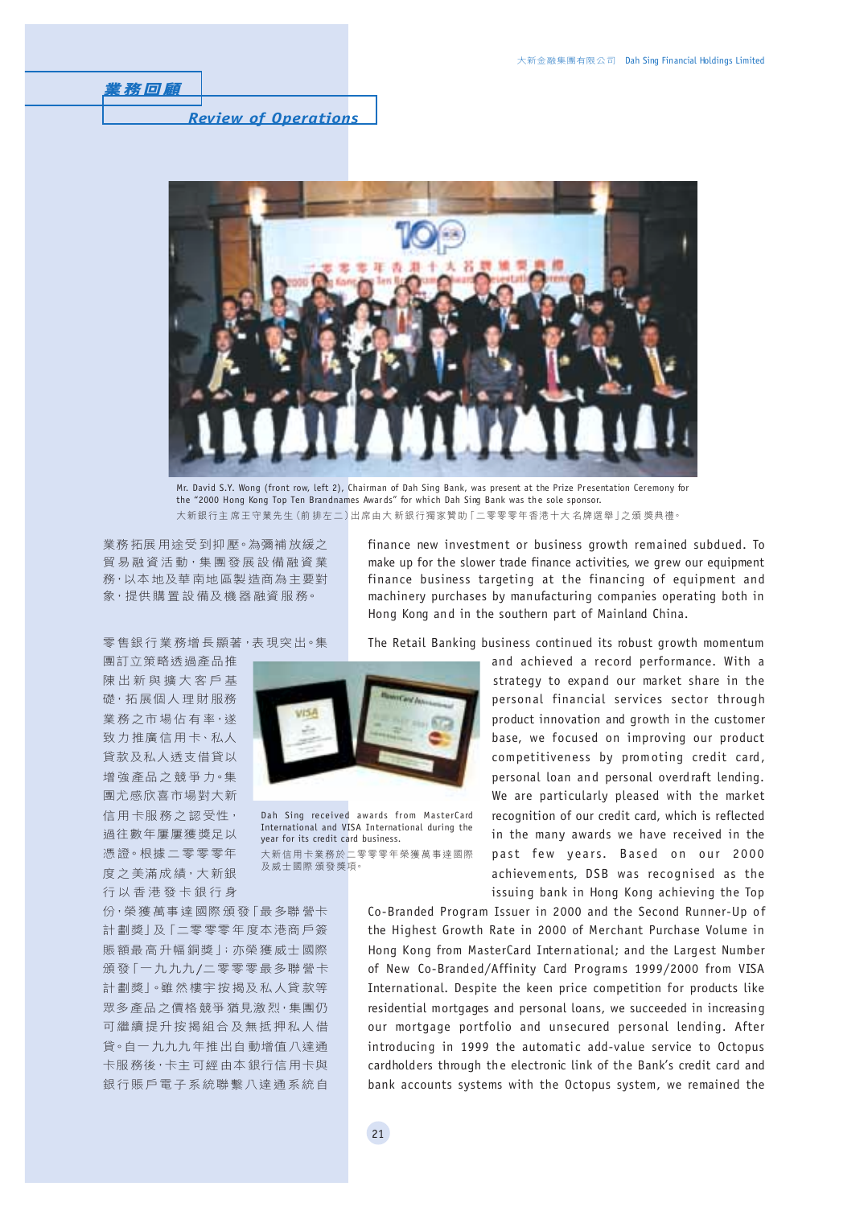# 業務回顧

## Review of Operations

Mr. David S.Y. Wong (front row, left 2), Chairman of Dah Sing Bank, was present at the Prize Presentation Ceremony for the "2000 Hong Kong Top Ten Brandnames Awards" for which Dah Sing Bank was the sole sponsor.

大新銀行主席王守業先生(前排左二)出席由大新銀行獨家贊助「二零零零年香港十大名牌選舉」之頒獎典禮。

業務拓展用途受到抑壓。為彌補放緩之貿易融資活動,集團發展設備融資業務,以本地及華南地區製造商為主要對象,提供購置設備及機器融資服務。

零售銀行業務增長顯著,表現突出。集團訂立策略透過產品推陳出新與擴大客戶基礎,拓展個人理財服務業務之市場佔有率,遂致力推廣信用卡、私人貸款及私人透支借貸以增強產品之競爭力。集團尤感欣喜市場對大新信用卡服務之認受性,過往數年屢屢獲獎足以憑證。根據二零零零年度之美滿成績,大新銀行以香港發卡銀行身份,榮獲萬事達國際頒發「最多聯營卡計劃獎」及「二零零零年度本港商戶簽賬額最高升幅銅獎」;亦榮獲威士國際頒發「一九九九/二零零零最多聯營卡計劃獎」。雖然樓宇按揭及私人貸款等眾多產品之價格競爭猶見激烈,集團仍可繼續提升按揭組合及無抵押私人借貸。自一九九九年推出自動增值八達通卡服務後,卡主可經由本銀行信用卡與銀行賬戶電子系統聯繫八達通系統自

finance new investment or business growth remained subdued. To make up for the slower trade finance activities, we grew our equipment finance business targeting at the financing of equipment and machinery purchases by manufacturing companies operating both in Hong Kong and in the southern part of Mainland China.

The Retail Banking business continued its robust growth momentum and achieved a record performance. With a strategy to expand our market share in the personal financial services sector through product innovation and growth in the customer base, we focused on improving our product competitiveness by promoting credit card, personal loan and personal overdraft lending. We are particularly pleased with the market recognition of our credit card, which is reflected in the many awards we have received in the past few years. Based on our 2000 achievements, DSB was recognised as the issuing bank in Hong Kong achieving the Top Co-Branded Program Issuer in 2000 and the Second Runner-Up of the Highest Growth Rate in 2000 of Merchant Purchase Volume in Hong Kong from MasterCard International; and the Largest Number of New Co-Branded/Affinity Card Programs 1999/2000 from VISA International. Despite the keen price competition for products like residential mortgages and personal loans, we succeeded in increasing our mortgage portfolio and unsecured personal lending. After introducing in 1999 the automatic add-value service to Octopus cardholders through the electronic link of the Bank's credit card and bank accounts systems with the Octopus system, we remained the

Dah Sing received awards from MasterCard International and VISA International during the year for its credit card business.

大新信用卡業務於二零零零年榮獲萬事達國際及威士國際頒發獎項。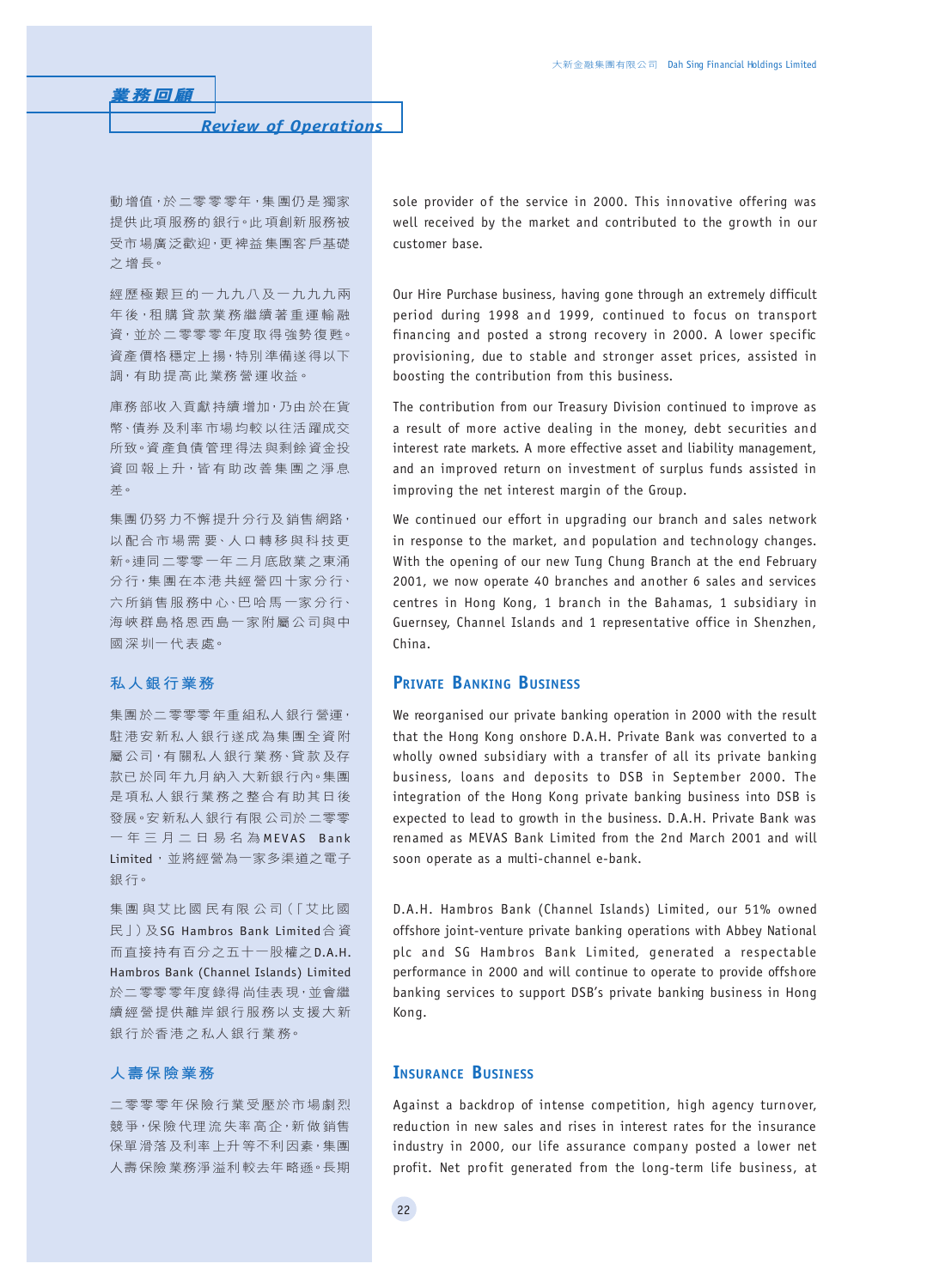## 業務回顧

## Review of Operations

動增值，於二零零零年，集團仍是獨家提供此項服務的銀行。此項創新服務被受市場廣泛歡迎，更裨益集團客戶基礎之增長。

經歷極艱巨的一九九八及一九九九兩年後，租購貸款業務繼續著重運輸融資，並於二零零零年度取得強勢復甦。資產價格穩定上揚，特別準備遂得以下調，有助提高此業務營運收益。

庫務部收入貢獻持續增加，乃由於在貨幣、債券及利率市場均較以往活躍成交所致。資產負債管理得法與剩餘資金投資回報上升，皆有助改善集團之淨息差。

集團仍努力不懈提升分行及銷售網路，以配合市場需要、人口轉移與科技更新。連同二零零一年二月底啟業之東涌分行，集團在本港共經營四十家分行、六所銷售服務中心、巴哈馬一家分行、海峽群島格恩西島一家附屬公司與中國深圳一代表處。

### 私人銀行業務

集團於二零零零年重組私人銀行營運，駐港安新私人銀行遂成為集團全資附屬公司，有關私人銀行業務、貸款及存款已於同年九月納入大新銀行內。集團是項私人銀行業務之整合有助其日後發展。安新私人銀行有限公司於二零零一年三月二日易名為MEVAS Bank Limited，並將經營為一家多渠道之電子銀行。

集團與艾比國民有限公司(「艾比國民」)及SG Hambros Bank Limited合資而直接持有百分之五十一股權之D.A.H. Hambros Bank (Channel Islands) Limited於二零零零年度錄得尚佳表現，並會繼續經營提供離岸銀行服務以支援大新銀行於香港之私人銀行業務。

### 人壽保險業務

二零零零年保險行業受壓於市場劇烈競爭，保險代理流失率高企，新做銷售保單滑落及利率上升等不利因素，集團人壽保險業務淨溢利較去年略遜。長期

sole provider of the service in 2000. This innovative offering was well received by the market and contributed to the growth in our customer base.

Our Hire Purchase business, having gone through an extremely difficult period during 1998 and 1999, continued to focus on transport financing and posted a strong recovery in 2000. A lower specific provisioning, due to stable and stronger asset prices, assisted in boosting the contribution from this business.

The contribution from our Treasury Division continued to improve as a result of more active dealing in the money, debt securities and interest rate markets. A more effective asset and liability management, and an improved return on investment of surplus funds assisted in improving the net interest margin of the Group.

We continued our effort in upgrading our branch and sales network in response to the market, and population and technology changes. With the opening of our new Tung Chung Branch at the end February 2001, we now operate 40 branches and another 6 sales and services centres in Hong Kong, 1 branch in the Bahamas, 1 subsidiary in Guernsey, Channel Islands and 1 representative office in Shenzhen, China.

### Private Banking Business

We reorganised our private banking operation in 2000 with the result that the Hong Kong onshore D.A.H. Private Bank was converted to a wholly owned subsidiary with a transfer of all its private banking business, loans and deposits to DSB in September 2000. The integration of the Hong Kong private banking business into DSB is expected to lead to growth in the business. D.A.H. Private Bank was renamed as MEVAS Bank Limited from the 2nd March 2001 and will soon operate as a multi-channel e-bank.

D.A.H. Hambros Bank (Channel Islands) Limited, our 51% owned offshore joint-venture private banking operations with Abbey National plc and SG Hambros Bank Limited, generated a respectable performance in 2000 and will continue to operate to provide offshore banking services to support DSB's private banking business in Hong Kong.

### Insurance Business

Against a backdrop of intense competition, high agency turnover, reduction in new sales and rises in interest rates for the insurance industry in 2000, our life assurance company posted a lower net profit. Net profit generated from the long-term life business, at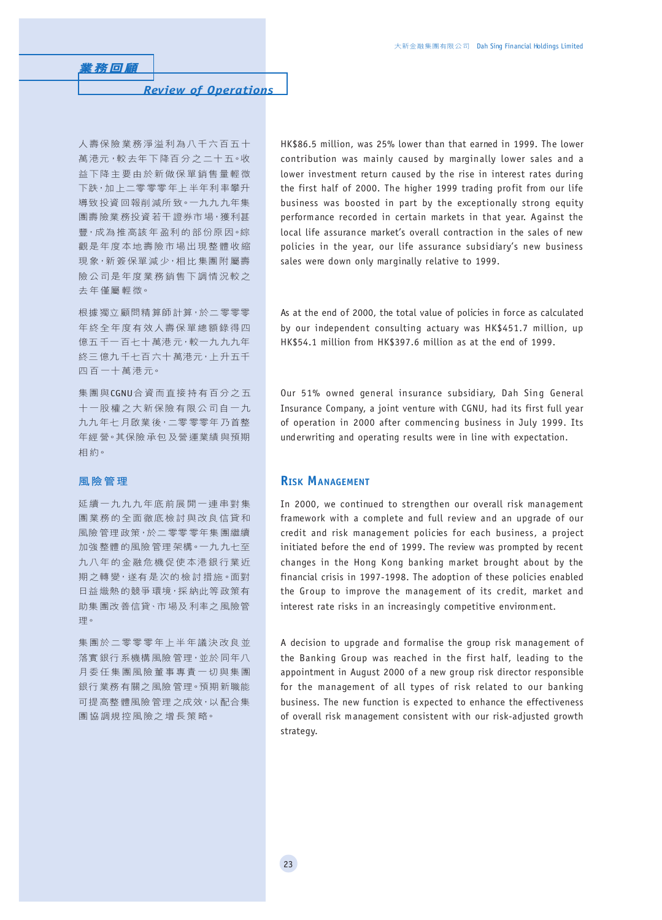# 業務回顧

# Review of Operations

人壽保險業務淨溢利為八千六百五十萬港元，較去年下降百分之二十五。收益下降主要由於新做保單銷售量輕微下跌，加上二零零零年上半年利率攀升導致投資回報削減所致。一九九九年集團壽險業務投資若干證券市場，獲利甚豐，成為推高該年盈利的部份原因。綜觀是年度本地壽險市場出現整體收縮現象，新簽保單減少，相比集團附屬壽險公司是年度業務銷售下調情況較之去年僅屬輕微。

根據獨立顧問精算師計算，於二零零零年終全年度有效人壽保單總額錄得四億五千一百七十萬港元，較一九九九年終三億九千七百六十萬港元，上升五千四百一十萬港元。

集團與CGNU合資而直接持有百分之五十一股權之大新保險有限公司自一九九九年七月啟業後，二零零零年乃首整年經營。其保險承包及營運業績與預期相約。

## 風險管理

延續一九九九年底前展開一連串對集團業務的全面徹底檢討與改良信貸和風險管理政策，於二零零零年集團繼續加強整體的風險管理架構。一九九七至九八年的金融危機促使本港銀行業近期之轉變，遂有是次的檢討措施。面對日益熾熱的競爭環境，採納此等政策有助集團改善信貸、市場及利率之風險管理。

集團於二零零零年上半年議決改良並落實銀行系統機構風險管理，並於同年八月委任集團風險董事專責一切與集團銀行業務有關之風險管理。預期新職能可提高整體風險管理之成效，以配合集團協調規控風險之增長策略。

HK$86.5 million, was 25% lower than that earned in 1999. The lower contribution was mainly caused by marginally lower sales and a lower investment return caused by the rise in interest rates during the first half of 2000. The higher 1999 trading profit from our life business was boosted in part by the exceptionally strong equity performance recorded in certain markets in that year. Against the local life assurance market's overall contraction in the sales of new policies in the year, our life assurance subsidiary's new business sales were down only marginally relative to 1999.

As at the end of 2000, the total value of policies in force as calculated by our independent consulting actuary was HK$451.7 million, up HK$54.1 million from HK$397.6 million as at the end of 1999.

Our 51% owned general insurance subsidiary, Dah Sing General Insurance Company, a joint venture with CGNU, had its first full year of operation in 2000 after commencing business in July 1999. Its underwriting and operating results were in line with expectation.

## Risk Management

In 2000, we continued to strengthen our overall risk management framework with a complete and full review and an upgrade of our credit and risk management policies for each business, a project initiated before the end of 1999. The review was prompted by recent changes in the Hong Kong banking market brought about by the financial crisis in 1997-1998. The adoption of these policies enabled the Group to improve the management of its credit, market and interest rate risks in an increasingly competitive environment.

A decision to upgrade and formalise the group risk management of the Banking Group was reached in the first half, leading to the appointment in August 2000 of a new group risk director responsible for the management of all types of risk related to our banking business. The new function is expected to enhance the effectiveness of overall risk management consistent with our risk-adjusted growth strategy.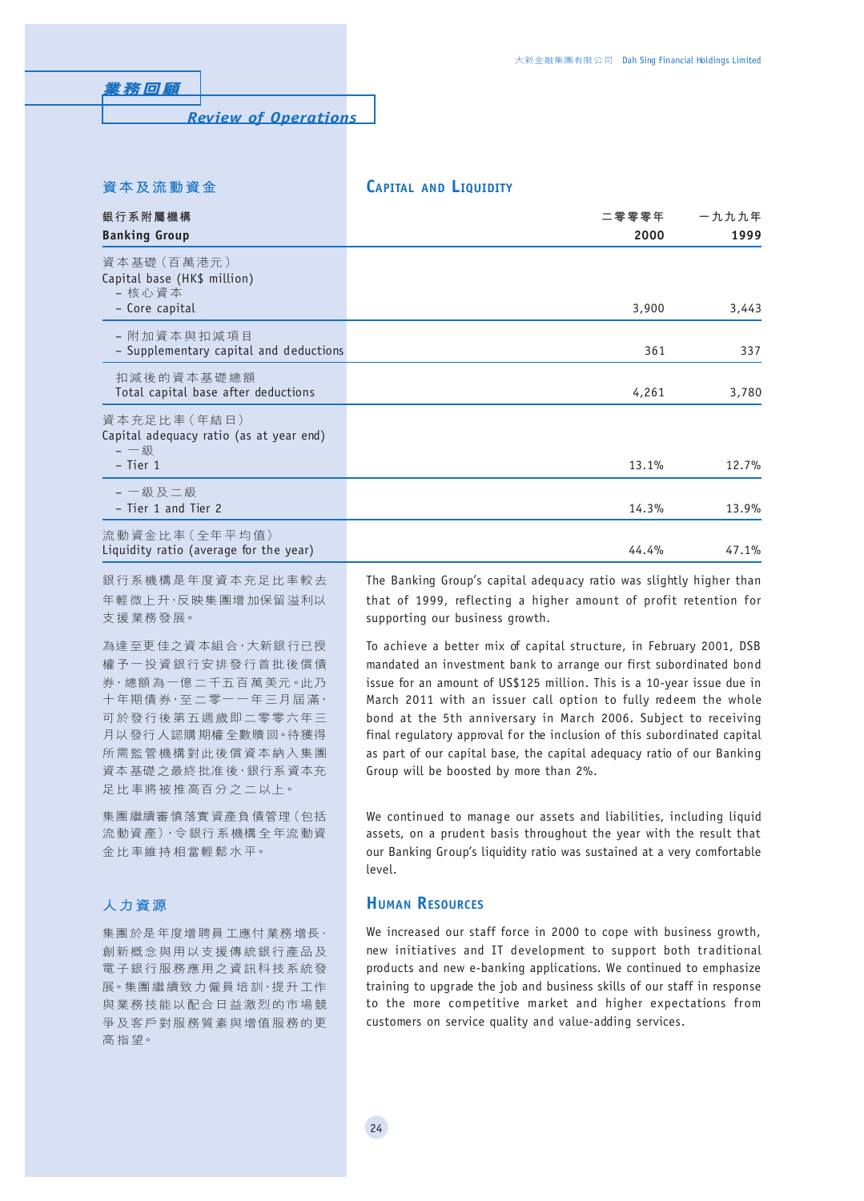# 業務回顧

# Review of Operations

## 資本及流動資金

## Capital and Liquidity

| 銀行系附屬機構<br>Banking Group | 二零零零年<br>2000 | 一九九九年<br>1999 |
|---|---|---|
| 資本基礎（百萬港元）<br>Capital base (HK$ million)<br>– 核心資本<br>– Core capital | 3,900 | 3,443 |
| – 附加資本與扣減項目<br>– Supplementary capital and deductions | 361 | 337 |
| 扣減後的資本基礎總額<br>Total capital base after deductions | 4,261 | 3,780 |
| 資本充足比率（年結日）<br>Capital adequacy ratio (as at year end)<br>– 一級<br>– Tier 1 | 13.1% | 12.7% |
| – 一級及二級<br>– Tier 1 and Tier 2 | 14.3% | 13.9% |
| 流動資金比率（全年平均值）<br>Liquidity ratio (average for the year) | 44.4% | 47.1% |

銀行系機構是年度資本充足比率較去年輕微上升，反映集團增加保留溢利以支援業務發展。

The Banking Group's capital adequacy ratio was slightly higher than that of 1999, reflecting a higher amount of profit retention for supporting our business growth.

為達至更佳之資本組合，大新銀行已授權予一投資銀行安排發行首批後償債券，總額為一億二千五百萬美元。此乃十年期債券，至二零一一年三月屆滿，可於發行後第五週歲即二零零六年三月以發行人認購期權全數贖回。待獲得所需監管機構對此後償資本納入集團資本基礎之最終批准後，銀行系資本充足比率將被推高百分之二以上。

To achieve a better mix of capital structure, in February 2001, DSB mandated an investment bank to arrange our first subordinated bond issue for an amount of US$125 million. This is a 10-year issue due in March 2011 with an issuer call option to fully redeem the whole bond at the 5th anniversary in March 2006. Subject to receiving final regulatory approval for the inclusion of this subordinated capital as part of our capital base, the capital adequacy ratio of our Banking Group will be boosted by more than 2%.

集團繼續審慎落實資產負債管理（包括流動資產），令銀行系機構全年流動資金比率維持相當輕鬆水平。

We continued to manage our assets and liabilities, including liquid assets, on a prudent basis throughout the year with the result that our Banking Group's liquidity ratio was sustained at a very comfortable level.

## 人力資源

## Human Resources

集團於是年度增聘員工應付業務增長、創新概念與用以支援傳統銀行產品及電子銀行服務應用之資訊科技系統發展。集團繼續致力僱員培訓，提升工作與業務技能以配合日益激烈的市場競爭及客戶對服務質素與增值服務的更高指望。

We increased our staff force in 2000 to cope with business growth, new initiatives and IT development to support both traditional products and new e-banking applications. We continued to emphasize training to upgrade the job and business skills of our staff in response to the more competitive market and higher expectations from customers on service quality and value-adding services.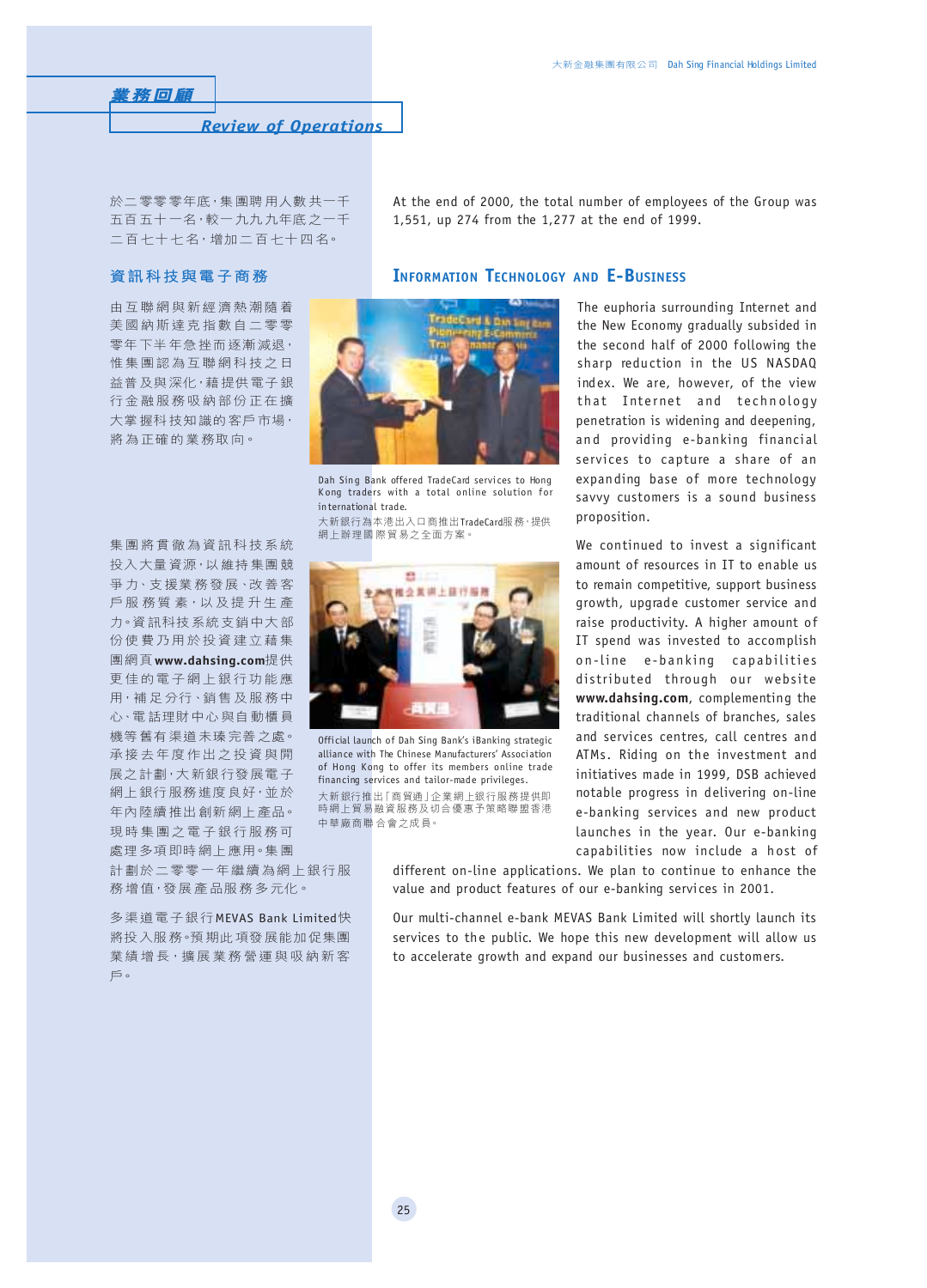## 業務回顧

## Review of Operations

於二零零零年底，集團聘用人數共一千五百五十一名，較一九九九年底之一千二百七十七名，增加二百七十四名。

At the end of 2000, the total number of employees of the Group was 1,551, up 274 from the 1,277 at the end of 1999.

### 資訊科技與電子商務

由互聯網與新經濟熱潮隨着美國納斯達克指數自二零零零年下半年急挫而逐漸減退，惟集團認為互聯網科技之日益普及與深化，藉提供電子銀行金融服務吸納部份正在擴大掌握科技知識的客戶市場，將為正確的業務取向。

集團將貫徹為資訊科技系統投入大量資源，以維持集團競爭力、支援業務發展、改善客戶服務質素，以及提升生產力。資訊科技系統支銷中大部份使費乃用於投資建立藉集團網頁**www.dahsing.com**提供更佳的電子網上銀行功能應用，補足分行、銷售及服務中心、電話理財中心與自動櫃員機等舊有渠道未臻完善之處。承接去年度作出之投資與開展之計劃，大新銀行發展電子網上銀行服務進度良好，並於年內陸續推出創新網上產品。現時集團之電子銀行服務可處理多項即時網上應用。集團計劃於二零零一年繼續為網上銀行服務增值，發展產品服務多元化。

多渠道電子銀行MEVAS Bank Limited快將投入服務。預期此項發展能加促集團業績增長，擴展業務營運與吸納新客戶。

### Information Technology and E-Business

The euphoria surrounding Internet and the New Economy gradually subsided in the second half of 2000 following the sharp reduction in the US NASDAQ index. We are, however, of the view that Internet and technology penetration is widening and deepening, and providing e-banking financial services to capture a share of an expanding base of more technology savvy customers is a sound business proposition.

We continued to invest a significant amount of resources in IT to enable us to remain competitive, support business growth, upgrade customer service and raise productivity. A higher amount of IT spend was invested to accomplish on-line e-banking capabilities distributed through our website **www.dahsing.com**, complementing the traditional channels of branches, sales and services centres, call centres and ATMs. Riding on the investment and initiatives made in 1999, DSB achieved notable progress in delivering on-line e-banking services and new product launches in the year. Our e-banking capabilities now include a host of different on-line applications. We plan to continue to enhance the value and product features of our e-banking services in 2001.

Our multi-channel e-bank MEVAS Bank Limited will shortly launch its services to the public. We hope this new development will allow us to accelerate growth and expand our businesses and customers.

Dah Sing Bank offered TradeCard services to Hong Kong traders with a total online solution for international trade.
大新銀行為本港出入口商推出TradeCard服務，提供網上辦理國際貿易之全面方案。

Official launch of Dah Sing Bank's iBanking strategic alliance with The Chinese Manufacturers' Association of Hong Kong to offer its members online trade financing services and tailor-made privileges.
大新銀行推出「商貿通」企業網上銀行服務提供即時網上貿易融資服務及切合優惠予策略聯盟香港中華廠商聯合會之成員。